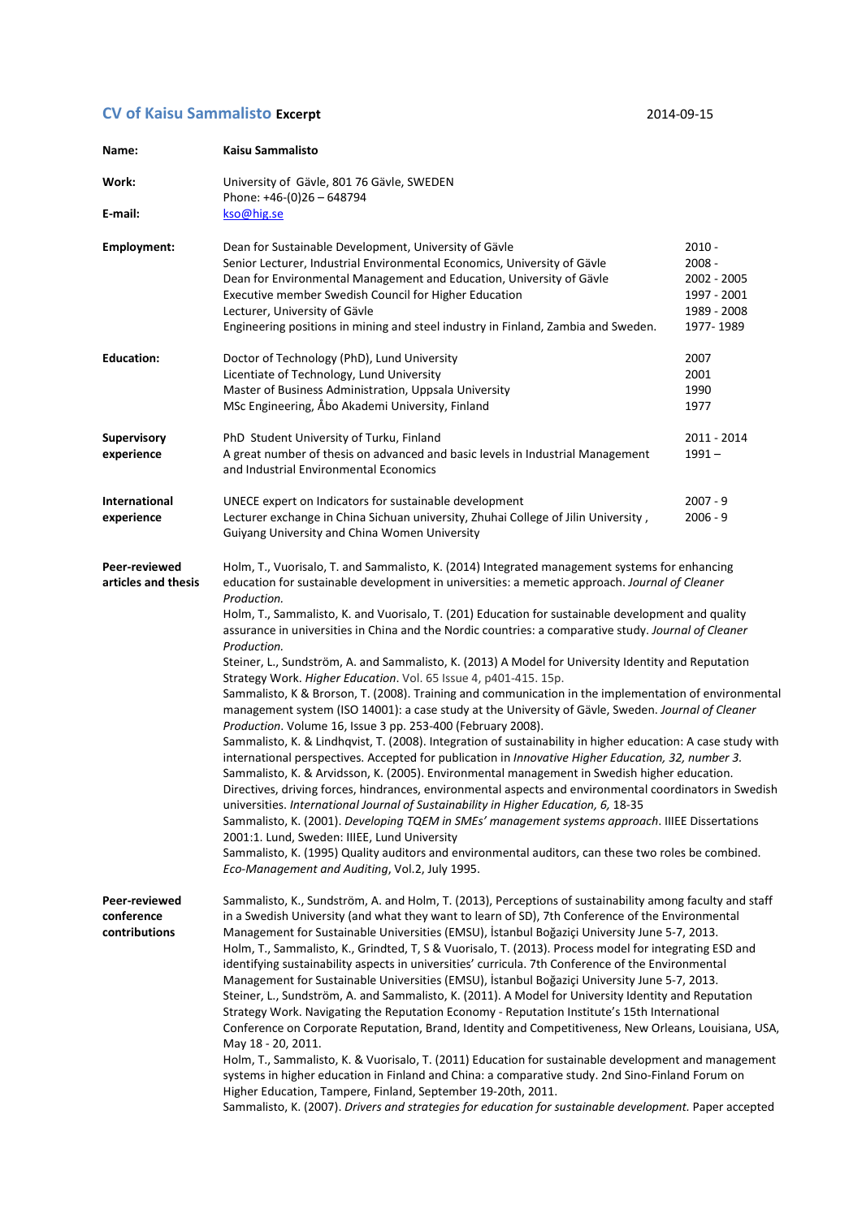# CV of Kaisu Sammalisto **Excerpt**

2014-09-15

| | | |
|---|---|---|
| **Name:** | **Kaisu Sammalisto** | |
| **Work:** | University of Gävle, 801 76 Gävle, SWEDEN<br>Phone: +46-(0)26 – 648794 | |
| **E-mail:** | kso@hig.se | |
| **Employment:** | Dean for Sustainable Development, University of Gävle<br>Senior Lecturer, Industrial Environmental Economics, University of Gävle<br>Dean for Environmental Management and Education, University of Gävle<br>Executive member Swedish Council for Higher Education<br>Lecturer, University of Gävle<br>Engineering positions in mining and steel industry in Finland, Zambia and Sweden. | 2010 -<br>2008 -<br>2002 - 2005<br>1997 - 2001<br>1989 - 2008<br>1977- 1989 |
| **Education:** | Doctor of Technology (PhD), Lund University<br>Licentiate of Technology, Lund University<br>Master of Business Administration, Uppsala University<br>MSc Engineering, Åbo Akademi University, Finland | 2007<br>2001<br>1990<br>1977 |
| **Supervisory experience** | PhD Student University of Turku, Finland<br>A great number of thesis on advanced and basic levels in Industrial Management and Industrial Environmental Economics | 2011 - 2014<br>1991 – |
| **International experience** | UNECE expert on Indicators for sustainable development<br>Lecturer exchange in China Sichuan university, Zhuhai College of Jilin University , Guiyang University and China Women University | 2007 - 9<br>2006 - 9 |

**Peer-reviewed articles and thesis**

Holm, T., Vuorisalo, T. and Sammalisto, K. (2014) Integrated management systems for enhancing education for sustainable development in universities: a memetic approach. *Journal of Cleaner Production.*

Holm, T., Sammalisto, K. and Vuorisalo, T. (201) Education for sustainable development and quality assurance in universities in China and the Nordic countries: a comparative study. *Journal of Cleaner Production.*

Steiner, L., Sundström, A. and Sammalisto, K. (2013) A Model for University Identity and Reputation Strategy Work. *Higher Education*. Vol. 65 Issue 4, p401-415. 15p.

Sammalisto, K & Brorson, T. (2008). Training and communication in the implementation of environmental management system (ISO 14001): a case study at the University of Gävle, Sweden. *Journal of Cleaner Production*. Volume 16, Issue 3 pp. 253-400 (February 2008).

Sammalisto, K. & Lindhqvist, T. (2008). Integration of sustainability in higher education: A case study with international perspectives. Accepted for publication in *Innovative Higher Education, 32, number 3.*

Sammalisto, K. & Arvidsson, K. (2005). Environmental management in Swedish higher education. Directives, driving forces, hindrances, environmental aspects and environmental coordinators in Swedish universities. *International Journal of Sustainability in Higher Education, 6,* 18-35

Sammalisto, K. (2001). *Developing TQEM in SMEs' management systems approach*. IIIEE Dissertations 2001:1. Lund, Sweden: IIIEE, Lund University

Sammalisto, K. (1995) Quality auditors and environmental auditors, can these two roles be combined. *Eco-Management and Auditing*, Vol.2, July 1995.

**Peer-reviewed conference contributions**

Sammalisto, K., Sundström, A. and Holm, T. (2013), Perceptions of sustainability among faculty and staff in a Swedish University (and what they want to learn of SD), 7th Conference of the Environmental Management for Sustainable Universities (EMSU), İstanbul Boğaziçi University June 5-7, 2013.

Holm, T., Sammalisto, K., Grindted, T, S & Vuorisalo, T. (2013). Process model for integrating ESD and identifying sustainability aspects in universities' curricula. 7th Conference of the Environmental Management for Sustainable Universities (EMSU), İstanbul Boğaziçi University June 5-7, 2013.

Steiner, L., Sundström, A. and Sammalisto, K. (2011). A Model for University Identity and Reputation Strategy Work. Navigating the Reputation Economy - Reputation Institute's 15th International Conference on Corporate Reputation, Brand, Identity and Competitiveness, New Orleans, Louisiana, USA, May 18 - 20, 2011.

Holm, T., Sammalisto, K. & Vuorisalo, T. (2011) Education for sustainable development and management systems in higher education in Finland and China: a comparative study. 2nd Sino-Finland Forum on Higher Education, Tampere, Finland, September 19-20th, 2011.

Sammalisto, K. (2007). *Drivers and strategies for education for sustainable development.* Paper accepted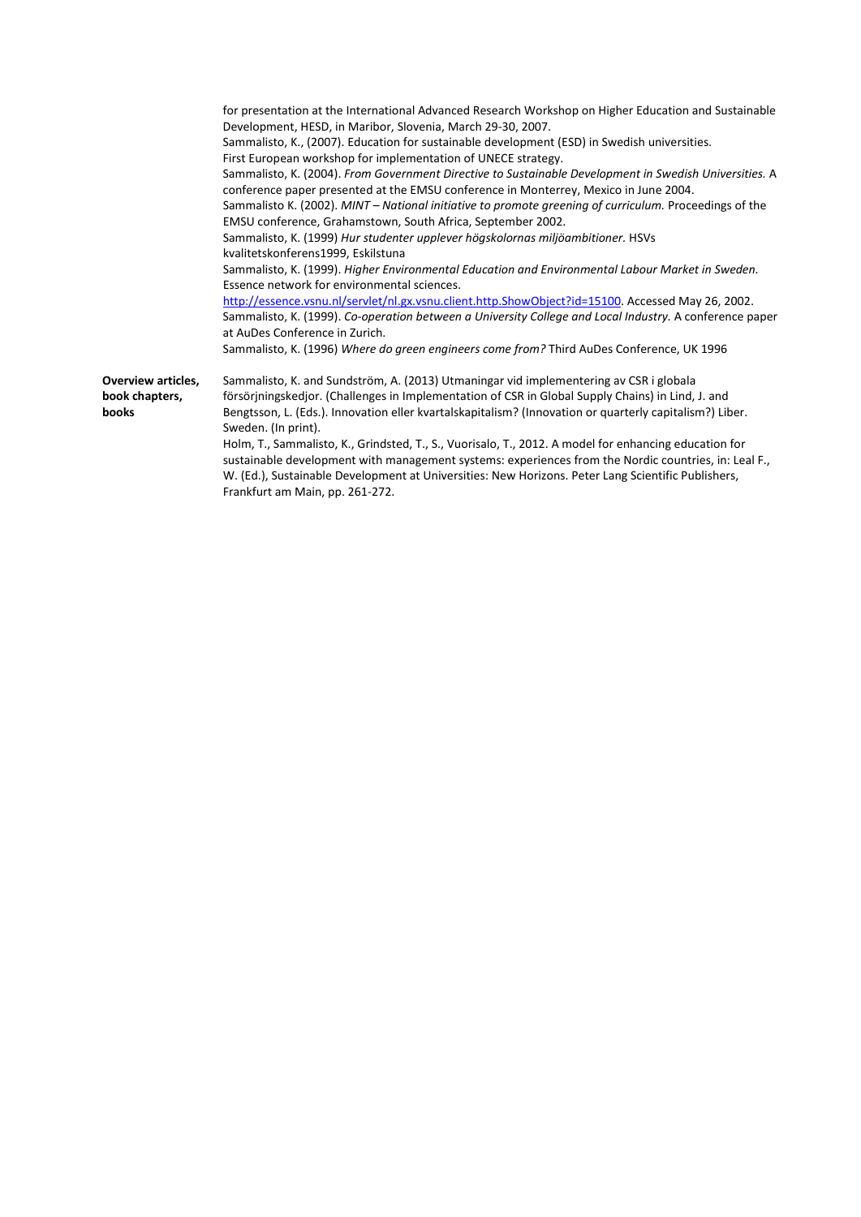for presentation at the International Advanced Research Workshop on Higher Education and Sustainable Development, HESD, in Maribor, Slovenia, March 29-30, 2007.

Sammalisto, K., (2007). Education for sustainable development (ESD) in Swedish universities. First European workshop for implementation of UNECE strategy.

Sammalisto, K. (2004). *From Government Directive to Sustainable Development in Swedish Universities.* A conference paper presented at the EMSU conference in Monterrey, Mexico in June 2004.

Sammalisto K. (2002). *MINT – National initiative to promote greening of curriculum.* Proceedings of the EMSU conference, Grahamstown, South Africa, September 2002.

Sammalisto, K. (1999) *Hur studenter upplever högskolornas miljöambitioner.* HSVs kvalitetskonferens1999, Eskilstuna

Sammalisto, K. (1999). *Higher Environmental Education and Environmental Labour Market in Sweden.* Essence network for environmental sciences. http://essence.vsnu.nl/servlet/nl.gx.vsnu.client.http.ShowObject?id=15100. Accessed May 26, 2002.

Sammalisto, K. (1999). *Co-operation between a University College and Local Industry.* A conference paper at AuDes Conference in Zurich.

Sammalisto, K. (1996) *Where do green engineers come from?* Third AuDes Conference, UK 1996

**Overview articles, book chapters, books**

Sammalisto, K. and Sundström, A. (2013) Utmaningar vid implementering av CSR i globala försörjningskedjor. (Challenges in Implementation of CSR in Global Supply Chains) in Lind, J. and Bengtsson, L. (Eds.). Innovation eller kvartalskapitalism? (Innovation or quarterly capitalism?) Liber. Sweden. (In print).

Holm, T., Sammalisto, K., Grindsted, T., S., Vuorisalo, T., 2012. A model for enhancing education for sustainable development with management systems: experiences from the Nordic countries, in: Leal F., W. (Ed.), Sustainable Development at Universities: New Horizons. Peter Lang Scientific Publishers, Frankfurt am Main, pp. 261-272.